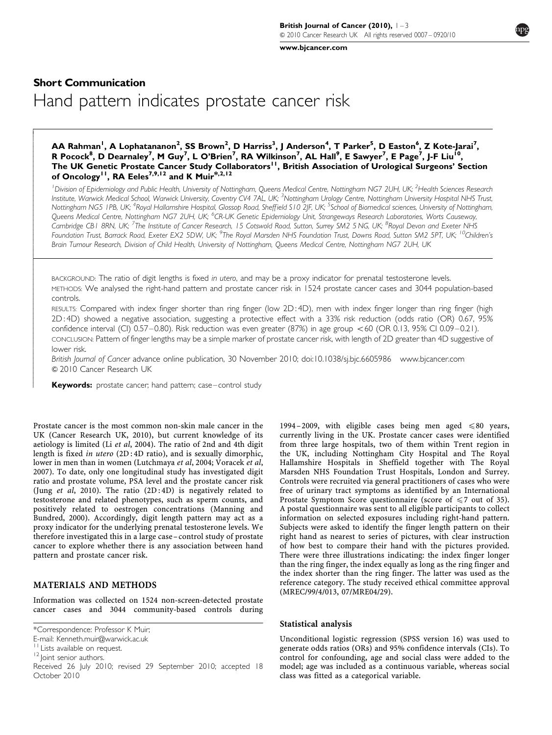**Short Communication**

# Hand pattern indicates prostate cancer risk

**AA Rahman[1], A Lophatananon[2], SS Brown[2], D Harriss[3], J Anderson[4], T Parker[5], D Easton[6], Z Kote-Jarai[7], R Pocock[8], D Dearnaley[7], M Guy[7], L O'Brien[7], RA Wilkinson[7], AL Hall[9], E Sawyer[7], E Page[7], J-F Liu[10], The UK Genetic Prostate Cancer Study Collaborators[11], British Association of Urological Surgeons' Section of Oncology[11], RA Eeles[7,9,12] and K Muir*[,2,12]**

[1]Division of Epidemiology and Public Health, University of Nottingham, Queens Medical Centre, Nottingham NG7 2UH, UK; [2]Health Sciences Research Institute, Warwick Medical School, Warwick University, Coventry CV4 7AL, UK; [3]Nottingham Urology Centre, Nottingham University Hospital NHS Trust, Nottingham NG5 1PB, UK; [4]Royal Hallamshire Hospital, Glossop Road, Sheffield S10 2JF, UK; [5]School of Biomedical sciences, University of Nottingham, Queens Medical Centre, Nottingham NG7 2UH, UK; [6]CR-UK Genetic Epidemiology Unit, Strangeways Research Laboratories, Worts Causeway, Cambridge CB1 8RN, UK; [7]The Institute of Cancer Research, 15 Cotswold Road, Sutton, Surrey SM2 5NG, UK; [8]Royal Devon and Exeter NHS Foundation Trust, Barrack Road, Exeter EX2 5DW, UK; [9]The Royal Marsden NHS Foundation Trust, Downs Road, Sutton SM2 5PT, UK; [10]Children's Brain Tumour Research, Division of Child Health, University of Nottingham, Queens Medical Centre, Nottingham NG7 2UH, UK

BACKGROUND: The ratio of digit lengths is fixed *in utero*, and may be a proxy indicator for prenatal testosterone levels.

METHODS: We analysed the right-hand pattern and prostate cancer risk in 1524 prostate cancer cases and 3044 population-based controls.

RESULTS: Compared with index finger shorter than ring finger (low 2D:4D), men with index finger longer than ring finger (high 2D:4D) showed a negative association, suggesting a protective effect with a 33% risk reduction (odds ratio (OR) 0.67, 95% confidence interval (CI) 0.57–0.80). Risk reduction was even greater (87%) in age group <60 (OR 0.13, 95% CI 0.09–0.21).

CONCLUSION: Pattern of finger lengths may be a simple marker of prostate cancer risk, with length of 2D greater than 4D suggestive of lower risk.

*British Journal of Cancer* advance online publication, 30 November 2010; doi:10.1038/sj.bjc.6605986 www.bjcancer.com
© 2010 Cancer Research UK

**Keywords:** prostate cancer; hand pattern; case–control study

Prostate cancer is the most common non-skin male cancer in the UK (Cancer Research UK, 2010), but current knowledge of its aetiology is limited (Li *et al*, 2004). The ratio of 2nd and 4th digit length is fixed *in utero* (2D:4D ratio), and is sexually dimorphic, lower in men than in women (Lutchmaya *et al*, 2004; Voracek *et al*, 2007). To date, only one longitudinal study has investigated digit ratio and prostate volume, PSA level and the prostate cancer risk (Jung *et al*, 2010). The ratio (2D:4D) is negatively related to testosterone and related phenotypes, such as sperm counts, and positively related to oestrogen concentrations (Manning and Bundred, 2000). Accordingly, digit length pattern may act as a proxy indicator for the underlying prenatal testosterone levels. We therefore investigated this in a large case–control study of prostate cancer to explore whether there is any association between hand pattern and prostate cancer risk.

## MATERIALS AND METHODS

Information was collected on 1524 non-screen-detected prostate cancer cases and 3044 community-based controls during 1994–2009, with eligible cases being men aged ⩽80 years, currently living in the UK. Prostate cancer cases were identified from three large hospitals, two of them within Trent region in the UK, including Nottingham City Hospital and The Royal Hallamshire Hospitals in Sheffield together with The Royal Marsden NHS Foundation Trust Hospitals, London and Surrey. Controls were recruited via general practitioners of cases who were free of urinary tract symptoms as identified by an International Prostate Symptom Score questionnaire (score of ⩽7 out of 35). A postal questionnaire was sent to all eligible participants to collect information on selected exposures including right-hand pattern. Subjects were asked to identify the finger length pattern on their right hand as nearest to series of pictures, with clear instruction of how best to compare their hand with the pictures provided. There were three illustrations indicating: the index finger longer than the ring finger, the index equally as long as the ring finger and the index shorter than the ring finger. The latter was used as the reference category. The study received ethical committee approval (MREC/99/4/013, 07/MRE04/29).

### Statistical analysis

Unconditional logistic regression (SPSS version 16) was used to generate odds ratios (ORs) and 95% confidence intervals (CIs). To control for confounding, age and social class were added to the model; age was included as a continuous variable, whereas social class was fitted as a categorical variable.

*Correspondence: Professor K Muir;
E-mail: Kenneth.muir@warwick.ac.uk
[11] Lists available on request.
[12] Joint senior authors.
Received 26 July 2010; revised 29 September 2010; accepted 18 October 2010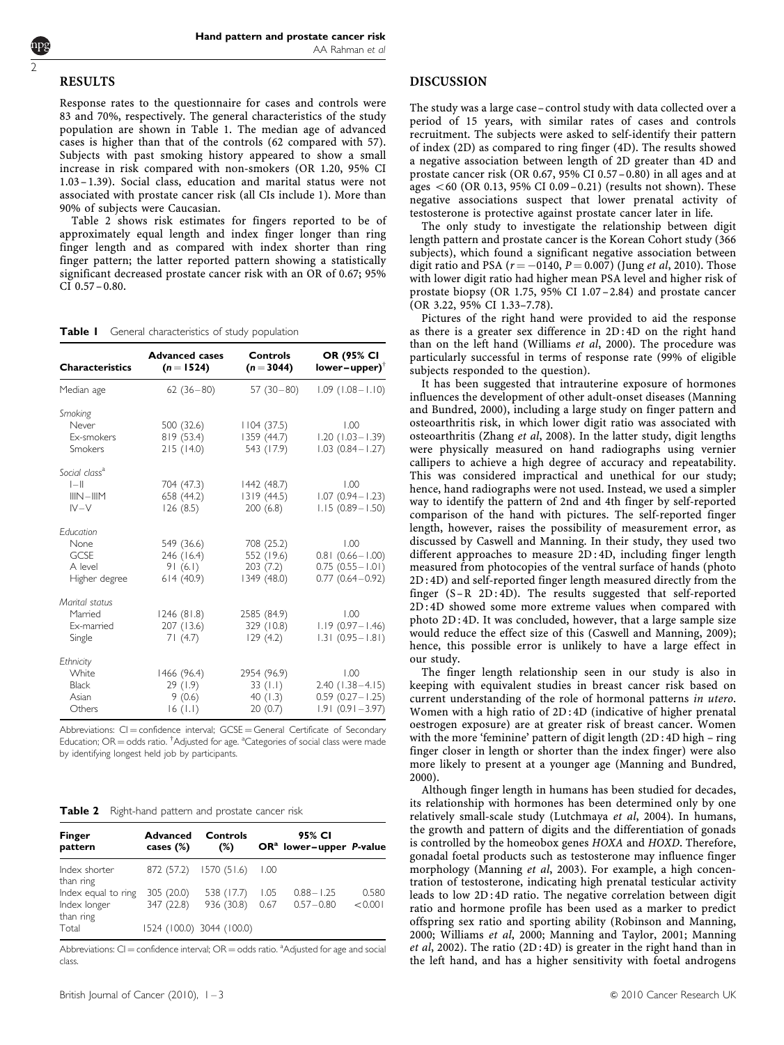## RESULTS

Response rates to the questionnaire for cases and controls were 83 and 70%, respectively. The general characteristics of the study population are shown in Table 1. The median age of advanced cases is higher than that of the controls (62 compared with 57). Subjects with past smoking history appeared to show a small increase in risk compared with non-smokers (OR 1.20, 95% CI 1.03–1.39). Social class, education and marital status were not associated with prostate cancer risk (all CIs include 1). More than 90% of subjects were Caucasian.

Table 2 shows risk estimates for fingers reported to be of approximately equal length and index finger longer than ring finger length and as compared with index shorter than ring finger pattern; the latter reported pattern showing a statistically significant decreased prostate cancer risk with an OR of 0.67; 95% CI 0.57–0.80.

**Table 1** General characteristics of study population

| Characteristics | Advanced cases ($n=1524$) | Controls ($n=3044$) | OR (95% CI lower–upper)[†] |
|---|---|---|---|
| Median age | 62 (36–80) | 57 (30–80) | 1.09 (1.08–1.10) |
| *Smoking* | | | |
| Never | 500 (32.6) | 1104 (37.5) | 1.00 |
| Ex-smokers | 819 (53.4) | 1359 (44.7) | 1.20 (1.03–1.39) |
| Smokers | 215 (14.0) | 543 (17.9) | 1.03 (0.84–1.27) |
| *Social class*[a] | | | |
| I–II | 704 (47.3) | 1442 (48.7) | 1.00 |
| IIIN–IIIM | 658 (44.2) | 1319 (44.5) | 1.07 (0.94–1.23) |
| IV–V | 126 (8.5) | 200 (6.8) | 1.15 (0.89–1.50) |
| *Education* | | | |
| None | 549 (36.6) | 708 (25.2) | 1.00 |
| GCSE | 246 (16.4) | 552 (19.6) | 0.81 (0.66–1.00) |
| A level | 91 (6.1) | 203 (7.2) | 0.75 (0.55–1.01) |
| Higher degree | 614 (40.9) | 1349 (48.0) | 0.77 (0.64–0.92) |
| *Marital status* | | | |
| Married | 1246 (81.8) | 2585 (84.9) | 1.00 |
| Ex-married | 207 (13.6) | 329 (10.8) | 1.19 (0.97–1.46) |
| Single | 71 (4.7) | 129 (4.2) | 1.31 (0.95–1.81) |
| *Ethnicity* | | | |
| White | 1466 (96.4) | 2954 (96.9) | 1.00 |
| Black | 29 (1.9) | 33 (1.1) | 2.40 (1.38–4.15) |
| Asian | 9 (0.6) | 40 (1.3) | 0.59 (0.27–1.25) |
| Others | 16 (1.1) | 20 (0.7) | 1.91 (0.91–3.97) |

Abbreviations: CI = confidence interval; GCSE = General Certificate of Secondary Education; OR = odds ratio. [†]Adjusted for age. [a]Categories of social class were made by identifying longest held job by participants.

**Table 2** Right-hand pattern and prostate cancer risk

| Finger pattern | Advanced cases (%) | Controls (%) | OR[a] | 95% CI lower–upper | P-value |
|---|---|---|---|---|---|
| Index shorter than ring | 872 (57.2) | 1570 (51.6) | 1.00 | | |
| Index equal to ring | 305 (20.0) | 538 (17.7) | 1.05 | 0.88–1.25 | 0.580 |
| Index longer than ring | 347 (22.8) | 936 (30.8) | 0.67 | 0.57–0.80 | <0.001 |
| Total | 1524 (100.0) | 3044 (100.0) | | | |

Abbreviations: CI = confidence interval; OR = odds ratio. [a]Adjusted for age and social class.

## DISCUSSION

The study was a large case–control study with data collected over a period of 15 years, with similar rates of cases and controls recruitment. The subjects were asked to self-identify their pattern of index (2D) as compared to ring finger (4D). The results showed a negative association between length of 2D greater than 4D and prostate cancer risk (OR 0.67, 95% CI 0.57–0.80) in all ages and at ages <60 (OR 0.13, 95% CI 0.09–0.21) (results not shown). These negative associations suspect that lower prenatal activity of testosterone is protective against prostate cancer later in life.

The only study to investigate the relationship between digit length pattern and prostate cancer is the Korean Cohort study (366 subjects), which found a significant negative association between digit ratio and PSA ($r=-0140$, $P=0.007$) (Jung *et al*, 2010). Those with lower digit ratio had higher mean PSA level and higher risk of prostate biopsy (OR 1.75, 95% CI 1.07–2.84) and prostate cancer (OR 3.22, 95% CI 1.33–7.78).

Pictures of the right hand were provided to aid the response as there is a greater sex difference in 2D:4D on the right hand than on the left hand (Williams *et al*, 2000). The procedure was particularly successful in terms of response rate (99% of eligible subjects responded to the question).

It has been suggested that intrauterine exposure of hormones influences the development of other adult-onset diseases (Manning and Bundred, 2000), including a large study on finger pattern and osteoarthritis risk, in which lower digit ratio was associated with osteoarthritis (Zhang *et al*, 2008). In the latter study, digit lengths were physically measured on hand radiographs using vernier callipers to achieve a high degree of accuracy and repeatability. This was considered impractical and unethical for our study; hence, hand radiographs were not used. Instead, we used a simpler way to identify the pattern of 2nd and 4th finger by self-reported comparison of the hand with pictures. The self-reported finger length, however, raises the possibility of measurement error, as discussed by Caswell and Manning. In their study, they used two different approaches to measure 2D:4D, including finger length measured from photocopies of the ventral surface of hands (photo 2D:4D) and self-reported finger length measured directly from the finger (S–R 2D:4D). The results suggested that self-reported 2D:4D showed some more extreme values when compared with photo 2D:4D. It was concluded, however, that a large sample size would reduce the effect size of this (Caswell and Manning, 2009); hence, this possible error is unlikely to have a large effect in our study.

The finger length relationship seen in our study is also in keeping with equivalent studies in breast cancer risk based on current understanding of the role of hormonal patterns *in utero*. Women with a high ratio of 2D:4D (indicative of higher prenatal oestrogen exposure) are at greater risk of breast cancer. Women with the more 'feminine' pattern of digit length (2D:4D high – ring finger closer in length or shorter than the index finger) were also more likely to present at a younger age (Manning and Bundred, 2000).

Although finger length in humans has been studied for decades, its relationship with hormones has been determined only by one relatively small-scale study (Lutchmaya *et al*, 2004). In humans, the growth and pattern of digits and the differentiation of gonads is controlled by the homeobox genes *HOXA* and *HOXD*. Therefore, gonadal foetal products such as testosterone may influence finger morphology (Manning *et al*, 2003). For example, a high concentration of testosterone, indicating high prenatal testicular activity leads to low 2D:4D ratio. The negative correlation between digit ratio and hormone profile has been used as a marker to predict offspring sex ratio and sporting ability (Robinson and Manning, 2000; Williams *et al*, 2000; Manning and Taylor, 2001; Manning *et al*, 2002). The ratio (2D:4D) is greater in the right hand than in the left hand, and has a higher sensitivity with foetal androgens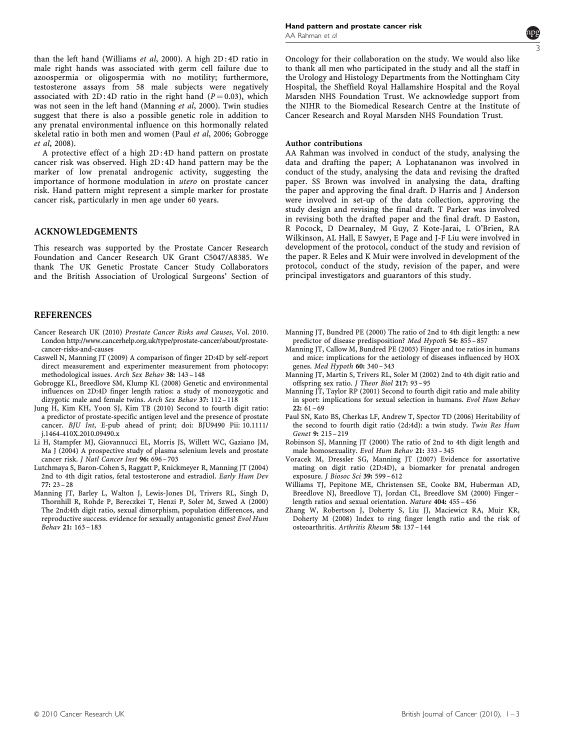than the left hand (Williams *et al*, 2000). A high 2D : 4D ratio in male right hands was associated with germ cell failure due to azoospermia or oligospermia with no motility; furthermore, testosterone assays from 58 male subjects were negatively associated with 2D : 4D ratio in the right hand ($P = 0.03$), which was not seen in the left hand (Manning *et al*, 2000). Twin studies suggest that there is also a possible genetic role in addition to any prenatal environmental influence on this hormonally related skeletal ratio in both men and women (Paul *et al*, 2006; Gobrogge *et al*, 2008).

A protective effect of a high 2D : 4D hand pattern on prostate cancer risk was observed. High 2D : 4D hand pattern may be the marker of low prenatal androgenic activity, suggesting the importance of hormone modulation in *utero* on prostate cancer risk. Hand pattern might represent a simple marker for prostate cancer risk, particularly in men age under 60 years.

## ACKNOWLEDGEMENTS

This research was supported by the Prostate Cancer Research Foundation and Cancer Research UK Grant C5047/A8385. We thank The UK Genetic Prostate Cancer Study Collaborators and the British Association of Urological Surgeons' Section of Oncology for their collaboration on the study. We would also like to thank all men who participated in the study and all the staff in the Urology and Histology Departments from the Nottingham City Hospital, the Sheffield Royal Hallamshire Hospital and the Royal Marsden NHS Foundation Trust. We acknowledge support from the NIHR to the Biomedical Research Centre at the Institute of Cancer Research and Royal Marsden NHS Foundation Trust.

### Author contributions

AA Rahman was involved in conduct of the study, analysing the data and drafting the paper; A Lophatananon was involved in conduct of the study, analysing the data and revising the drafted paper. SS Brown was involved in analysing the data, drafting the paper and approving the final draft. D Harris and J Anderson were involved in set-up of the data collection, approving the study design and revising the final draft. T Parker was involved in revising both the drafted paper and the final draft. D Easton, R Pocock, D Dearnaley, M Guy, Z Kote-Jarai, L O'Brien, RA Wilkinson, AL Hall, E Sawyer, E Page and J-F Liu were involved in development of the protocol, conduct of the study and revision of the paper. R Eeles and K Muir were involved in development of the protocol, conduct of the study, revision of the paper, and were principal investigators and guarantors of this study.

## REFERENCES

Cancer Research UK (2010) *Prostate Cancer Risks and Causes*, Vol. 2010. London http://www.cancerhelp.org.uk/type/prostate-cancer/about/prostate-cancer-risks-and-causes

Caswell N, Manning JT (2009) A comparison of finger 2D:4D by self-report direct measurement and experimenter measurement from photocopy: methodological issues. *Arch Sex Behav* **38:** 143 – 148

Gobrogge KL, Breedlove SM, Klump KL (2008) Genetic and environmental influences on 2D:4D finger length ratios: a study of monozygotic and dizygotic male and female twins. *Arch Sex Behav* **37:** 112 – 118

Jung H, Kim KH, Yoon SJ, Kim TB (2010) Second to fourth digit ratio: a predictor of prostate-specific antigen level and the presence of prostate cancer. *BJU Int*, E-pub ahead of print; doi: BJU9490 Pii: 10.1111/j.1464-410X.2010.09490.x

Li H, Stampfer MJ, Giovannucci EL, Morris JS, Willett WC, Gaziano JM, Ma J (2004) A prospective study of plasma selenium levels and prostate cancer risk. *J Natl Cancer Inst* **96:** 696 – 703

Lutchmaya S, Baron-Cohen S, Raggatt P, Knickmeyer R, Manning JT (2004) 2nd to 4th digit ratios, fetal testosterone and estradiol. *Early Hum Dev* **77:** 23 – 28

Manning JT, Barley L, Walton J, Lewis-Jones DI, Trivers RL, Singh D, Thornhill R, Rohde P, Bereczkei T, Henzi P, Soler M, Szwed A (2000) The 2nd:4th digit ratio, sexual dimorphism, population differences, and reproductive success. evidence for sexually antagonistic genes? *Evol Hum Behav* **21:** 163 – 183

Manning JT, Bundred PE (2000) The ratio of 2nd to 4th digit length: a new predictor of disease predisposition? *Med Hypoth* **54:** 855 – 857

Manning JT, Callow M, Bundred PE (2003) Finger and toe ratios in humans and mice: implications for the aetiology of diseases influenced by HOX genes. *Med Hypoth* **60:** 340 – 343

Manning JT, Martin S, Trivers RL, Soler M (2002) 2nd to 4th digit ratio and offspring sex ratio. *J Theor Biol* **217:** 93 – 95

Manning JT, Taylor RP (2001) Second to fourth digit ratio and male ability in sport: implications for sexual selection in humans. *Evol Hum Behav* **22:** 61 – 69

Paul SN, Kato BS, Cherkas LF, Andrew T, Spector TD (2006) Heritability of the second to fourth digit ratio (2d:4d): a twin study. *Twin Res Hum Genet* **9:** 215 – 219

Robinson SJ, Manning JT (2000) The ratio of 2nd to 4th digit length and male homosexuality. *Evol Hum Behav* **21:** 333 – 345

Voracek M, Dressler SG, Manning JT (2007) Evidence for assortative mating on digit ratio (2D:4D), a biomarker for prenatal androgen exposure. *J Biosoc Sci* **39:** 599 – 612

Williams TJ, Pepitone ME, Christensen SE, Cooke BM, Huberman AD, Breedlove NJ, Breedlove TJ, Jordan CL, Breedlove SM (2000) Finger–length ratios and sexual orientation. *Nature* **404:** 455 – 456

Zhang W, Robertson J, Doherty S, Liu JJ, Maciewicz RA, Muir KR, Doherty M (2008) Index to ring finger length ratio and the risk of osteoarthritis. *Arthritis Rheum* **58:** 137 – 144